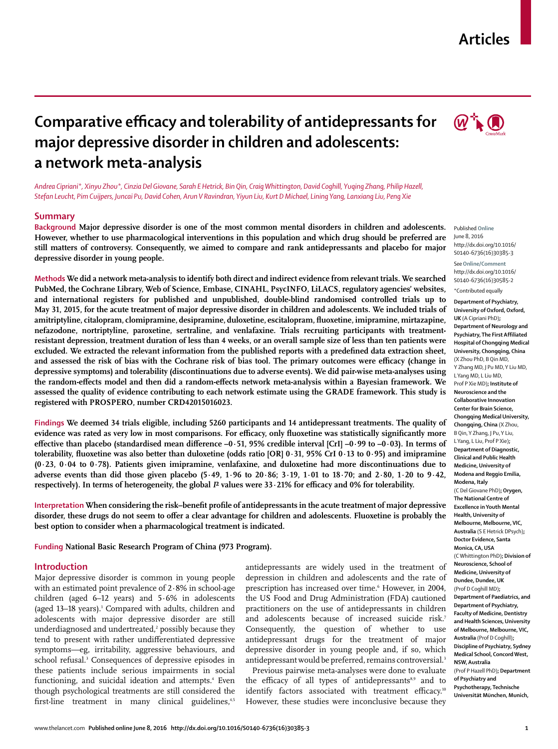# Comparative efficacy and tolerability of antidepressants for major depressive disorder in children and adolescents: a network meta-analysis

*Andrea Cipriani\*, Xinyu Zhou\*, Cinzia Del Giovane, Sarah E Hetrick, Bin Qin, Craig Whittington, David Coghill, Yuqing Zhang, Philip Hazell, Stefan Leucht, Pim Cuijpers, Juncai Pu, David Cohen, Arun V Ravindran, Yiyun Liu, Kurt D Michael, Lining Yang, Lanxiang Liu, Peng Xie*

## Summary

**Background** **Major depressive disorder is one of the most common mental disorders in children and adolescents. However, whether to use pharmacological interventions in this population and which drug should be preferred are still matters of controversy. Consequently, we aimed to compare and rank antidepressants and placebo for major depressive disorder in young people.**

**Methods** **We did a network meta-analysis to identify both direct and indirect evidence from relevant trials. We searched PubMed, the Cochrane Library, Web of Science, Embase, CINAHL, PsycINFO, LiLACS, regulatory agencies' websites, and international registers for published and unpublished, double-blind randomised controlled trials up to May 31, 2015, for the acute treatment of major depressive disorder in children and adolescents. We included trials of amitriptyline, citalopram, clomipramine, desipramine, duloxetine, escitalopram, fluoxetine, imipramine, mirtazapine, nefazodone, nortriptyline, paroxetine, sertraline, and venlafaxine. Trials recruiting participants with treatment-resistant depression, treatment duration of less than 4 weeks, or an overall sample size of less than ten patients were excluded. We extracted the relevant information from the published reports with a predefined data extraction sheet, and assessed the risk of bias with the Cochrane risk of bias tool. The primary outcomes were efficacy (change in depressive symptoms) and tolerability (discontinuations due to adverse events). We did pair-wise meta-analyses using the random-effects model and then did a random-effects network meta-analysis within a Bayesian framework. We assessed the quality of evidence contributing to each network estimate using the GRADE framework. This study is registered with PROSPERO, number CRD42015016023.**

**Findings** **We deemed 34 trials eligible, including 5260 participants and 14 antidepressant treatments. The quality of evidence was rated as very low in most comparisons. For efficacy, only fluoxetine was statistically significantly more effective than placebo (standardised mean difference –0·51, 95% credible interval [CrI] –0·99 to –0·03). In terms of tolerability, fluoxetine was also better than duloxetine (odds ratio [OR] 0·31, 95% CrI 0·13 to 0·95) and imipramine (0·23, 0·04 to 0·78). Patients given imipramine, venlafaxine, and duloxetine had more discontinuations due to adverse events than did those given placebo (5·49, 1·96 to 20·86; 3·19, 1·01 to 18·70; and 2·80, 1·20 to 9·42, respectively). In terms of heterogeneity, the global $I^2$ values were 33·21% for efficacy and 0% for tolerability.**

**Interpretation** **When considering the risk–benefit profile of antidepressants in the acute treatment of major depressive disorder, these drugs do not seem to offer a clear advantage for children and adolescents. Fluoxetine is probably the best option to consider when a pharmacological treatment is indicated.**

**Funding** **National Basic Research Program of China (973 Program).**

Published **Online** June 8, 2016 http://dx.doi.org/10.1016/S0140-6736(16)30385-3

See **Online/Comment** http://dx.doi.org/10.1016/S0140-6736(16)30585-2

\*Contributed equally

**Department of Psychiatry, University of Oxford, Oxford, UK** (A Cipriani PhD); **Department of Neurology and Psychiatry, The First Affiliated Hospital of Chongqing Medical University, Chongqing, China** (X Zhou PhD, B Qin MD, Y Zhang MD, J Pu MD, Y Liu MD, L Yang MD, L Liu MD, Prof P Xie MD); **Institute of Neuroscience and the Collaborative Innovation Center for Brain Science, Chongqing Medical University, Chongqing, China** (X Zhou, B Qin, Y Zhang, J Pu, Y Liu, L Yang, L Liu, Prof P Xie); **Department of Diagnostic, Clinical and Public Health Medicine, University of Modena and Reggio Emilia, Modena, Italy** (C Del Giovane PhD); **Orygen, The National Centre of Excellence in Youth Mental Health, University of Melbourne, Melbourne, VIC, Australia** (S E Hetrick DPsych); **Doctor Evidence, Santa Monica, CA, USA** (C Whittington PhD); **Division of Neuroscience, School of Medicine, University of Dundee, Dundee, UK** (Prof D Coghill MD); **Department of Paediatrics, and Department of Psychiatry, Faculty of Medicine, Dentistry and Health Sciences, University of Melbourne, Melbourne, VIC, Australia** (Prof D Coghill); **Discipline of Psychiatry, Sydney Medical School, Concord West, NSW, Australia** (Prof P Hazell PhD); **Department of Psychiatry and Psychotherapy, Technische Universität München, Munich,**

## Introduction

Major depressive disorder is common in young people with an estimated point prevalence of 2·8% in school-age children (aged 6–12 years) and 5·6% in adolescents (aged 13–18 years).[1] Compared with adults, children and adolescents with major depressive disorder are still underdiagnosed and undertreated,[2] possibly because they tend to present with rather undifferentiated depressive symptoms—eg, irritability, aggressive behaviours, and school refusal.[3] Consequences of depressive episodes in these patients include serious impairments in social functioning, and suicidal ideation and attempts.[4] Even though psychological treatments are still considered the first-line treatment in many clinical guidelines,[4,5] antidepressants are widely used in the treatment of depression in children and adolescents and the rate of prescription has increased over time.[6] However, in 2004, the US Food and Drug Administration (FDA) cautioned practitioners on the use of antidepressants in children and adolescents because of increased suicide risk.[7] Consequently, the question of whether to use antidepressant drugs for the treatment of major depressive disorder in young people and, if so, which antidepressant would be preferred, remains controversial.[3]

Previous pairwise meta-analyses were done to evaluate the efficacy of all types of antidepressants[8,9] and to identify factors associated with treatment efficacy.[10] However, these studies were inconclusive because they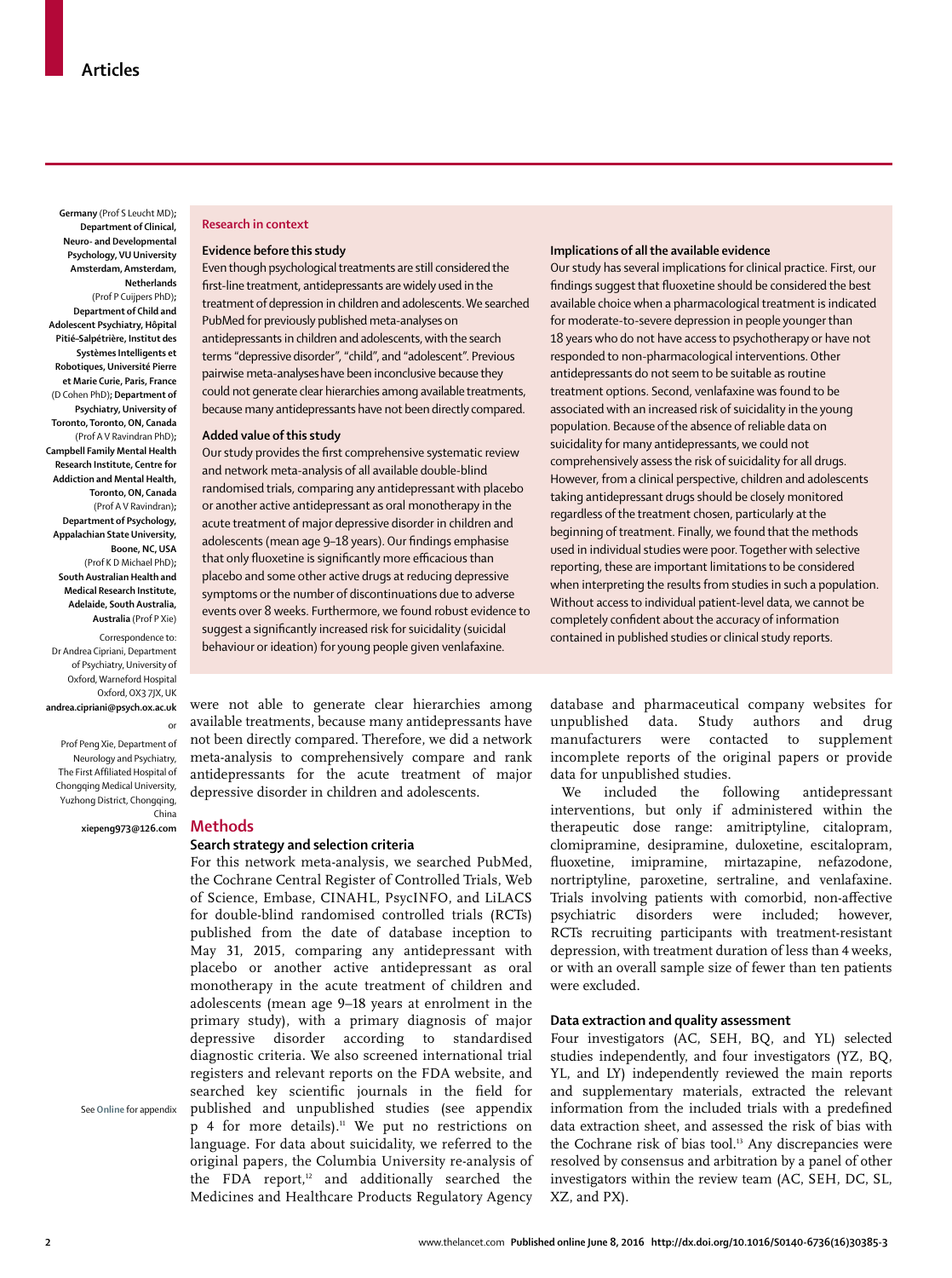Germany (Prof S Leucht MD); Department of Clinical, Neuro- and Developmental Psychology, VU University Amsterdam, Amsterdam, Netherlands (Prof P Cuijpers PhD); Department of Child and Adolescent Psychiatry, Hôpital Pitié-Salpêtrière, Institut des Systèmes Intelligents et Robotiques, Université Pierre et Marie Curie, Paris, France (D Cohen PhD); Department of Psychiatry, University of Toronto, Toronto, ON, Canada (Prof A V Ravindran PhD); Campbell Family Mental Health Research Institute, Centre for Addiction and Mental Health, Toronto, ON, Canada (Prof A V Ravindran); Department of Psychology, Appalachian State University, Boone, NC, USA (Prof K D Michael PhD); South Australian Health and Medical Research Institute, Adelaide, South Australia, Australia (Prof P Xie)

Correspondence to: Dr Andrea Cipriani, Department of Psychiatry, University of Oxford, Warneford Hospital Oxford, OX3 7JX, UK **andrea.cipriani@psych.ox.ac.uk**

or

Prof Peng Xie, Department of Neurology and Psychiatry, The First Affiliated Hospital of Chongqing Medical University, Yuzhong District, Chongqing, China **xiepeng973@126.com**

## Research in context

### Evidence before this study

Even though psychological treatments are still considered the first-line treatment, antidepressants are widely used in the treatment of depression in children and adolescents. We searched PubMed for previously published meta-analyses on antidepressants in children and adolescents, with the search terms "depressive disorder", "child", and "adolescent". Previous pairwise meta-analyses have been inconclusive because they could not generate clear hierarchies among available treatments, because many antidepressants have not been directly compared.

### Added value of this study

Our study provides the first comprehensive systematic review and network meta-analysis of all available double-blind randomised trials, comparing any antidepressant with placebo or another active antidepressant as oral monotherapy in the acute treatment of major depressive disorder in children and adolescents (mean age 9–18 years). Our findings emphasise that only fluoxetine is significantly more efficacious than placebo and some other active drugs at reducing depressive symptoms or the number of discontinuations due to adverse events over 8 weeks. Furthermore, we found robust evidence to suggest a significantly increased risk for suicidality (suicidal behaviour or ideation) for young people given venlafaxine.

### Implications of all the available evidence

Our study has several implications for clinical practice. First, our findings suggest that fluoxetine should be considered the best available choice when a pharmacological treatment is indicated for moderate-to-severe depression in people younger than 18 years who do not have access to psychotherapy or have not responded to non-pharmacological interventions. Other antidepressants do not seem to be suitable as routine treatment options. Second, venlafaxine was found to be associated with an increased risk of suicidality in the young population. Because of the absence of reliable data on suicidality for many antidepressants, we could not comprehensively assess the risk of suicidality for all drugs. However, from a clinical perspective, children and adolescents taking antidepressant drugs should be closely monitored regardless of the treatment chosen, particularly at the beginning of treatment. Finally, we found that the methods used in individual studies were poor. Together with selective reporting, these are important limitations to be considered when interpreting the results from studies in such a population. Without access to individual patient-level data, we cannot be completely confident about the accuracy of information contained in published studies or clinical study reports.

were not able to generate clear hierarchies among available treatments, because many antidepressants have not been directly compared. Therefore, we did a network meta-analysis to comprehensively compare and rank antidepressants for the acute treatment of major depressive disorder in children and adolescents.

## Methods

### Search strategy and selection criteria

For this network meta-analysis, we searched PubMed, the Cochrane Central Register of Controlled Trials, Web of Science, Embase, CINAHL, PsycINFO, and LiLACS for double-blind randomised controlled trials (RCTs) published from the date of database inception to May 31, 2015, comparing any antidepressant with placebo or another active antidepressant as oral monotherapy in the acute treatment of children and adolescents (mean age 9–18 years at enrolment in the primary study), with a primary diagnosis of major depressive disorder according to standardised diagnostic criteria. We also screened international trial registers and relevant reports on the FDA website, and searched key scientific journals in the field for published and unpublished studies (see appendix p 4 for more details).[11] We put no restrictions on language. For data about suicidality, we referred to the original papers, the Columbia University re-analysis of the FDA report,[12] and additionally searched the Medicines and Healthcare Products Regulatory Agency database and pharmaceutical company websites for unpublished data. Study authors and drug manufacturers were contacted to supplement incomplete reports of the original papers or provide data for unpublished studies.

See **Online** for appendix

We included the following antidepressant interventions, but only if administered within the therapeutic dose range: amitriptyline, citalopram, clomipramine, desipramine, duloxetine, escitalopram, fluoxetine, imipramine, mirtazapine, nefazodone, nortriptyline, paroxetine, sertraline, and venlafaxine. Trials involving patients with comorbid, non-affective psychiatric disorders were included; however, RCTs recruiting participants with treatment-resistant depression, with treatment duration of less than 4 weeks, or with an overall sample size of fewer than ten patients were excluded.

### Data extraction and quality assessment

Four investigators (AC, SEH, BQ, and YL) selected studies independently, and four investigators (YZ, BQ, YL, and LY) independently reviewed the main reports and supplementary materials, extracted the relevant information from the included trials with a predefined data extraction sheet, and assessed the risk of bias with the Cochrane risk of bias tool.[13] Any discrepancies were resolved by consensus and arbitration by a panel of other investigators within the review team (AC, SEH, DC, SL, XZ, and PX).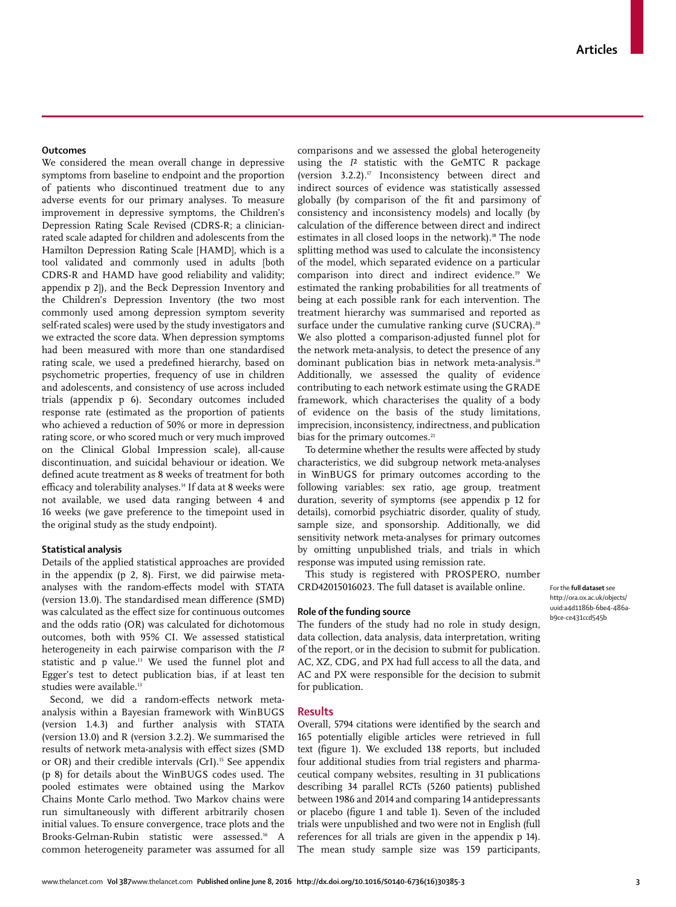### Outcomes

We considered the mean overall change in depressive symptoms from baseline to endpoint and the proportion of patients who discontinued treatment due to any adverse events for our primary analyses. To measure improvement in depressive symptoms, the Children's Depression Rating Scale Revised (CDRS-R; a clinician-rated scale adapted for children and adolescents from the Hamilton Depression Rating Scale [HAMD], which is a tool validated and commonly used in adults [both CDRS-R and HAMD have good reliability and validity; appendix p 2]), and the Beck Depression Inventory and the Children's Depression Inventory (the two most commonly used among depression symptom severity self-rated scales) were used by the study investigators and we extracted the score data. When depression symptoms had been measured with more than one standardised rating scale, we used a predefined hierarchy, based on psychometric properties, frequency of use in children and adolescents, and consistency of use across included trials (appendix p 6). Secondary outcomes included response rate (estimated as the proportion of patients who achieved a reduction of 50% or more in depression rating score, or who scored much or very much improved on the Clinical Global Impression scale), all-cause discontinuation, and suicidal behaviour or ideation. We defined acute treatment as 8 weeks of treatment for both efficacy and tolerability analyses.[14] If data at 8 weeks were not available, we used data ranging between 4 and 16 weeks (we gave preference to the timepoint used in the original study as the study endpoint).

### Statistical analysis

Details of the applied statistical approaches are provided in the appendix (p 2, 8). First, we did pairwise meta-analyses with the random-effects model with STATA (version 13.0). The standardised mean difference (SMD) was calculated as the effect size for continuous outcomes and the odds ratio (OR) was calculated for dichotomous outcomes, both with 95% CI. We assessed statistical heterogeneity in each pairwise comparison with the $I^2$ statistic and p value.[13] We used the funnel plot and Egger's test to detect publication bias, if at least ten studies were available.[13]

Second, we did a random-effects network meta-analysis within a Bayesian framework with WinBUGS (version 1.4.3) and further analysis with STATA (version 13.0) and R (version 3.2.2). We summarised the results of network meta-analysis with effect sizes (SMD or OR) and their credible intervals (CrI).[15] See appendix (p 8) for details about the WinBUGS codes used. The pooled estimates were obtained using the Markov Chains Monte Carlo method. Two Markov chains were run simultaneously with different arbitrarily chosen initial values. To ensure convergence, trace plots and the Brooks-Gelman-Rubin statistic were assessed.[16] A common heterogeneity parameter was assumed for all comparisons and we assessed the global heterogeneity using the $I^2$ statistic with the GeMTC R package (version 3.2.2).[17] Inconsistency between direct and indirect sources of evidence was statistically assessed globally (by comparison of the fit and parsimony of consistency and inconsistency models) and locally (by calculation of the difference between direct and indirect estimates in all closed loops in the network).[18] The node splitting method was used to calculate the inconsistency of the model, which separated evidence on a particular comparison into direct and indirect evidence.[19] We estimated the ranking probabilities for all treatments of being at each possible rank for each intervention. The treatment hierarchy was summarised and reported as surface under the cumulative ranking curve (SUCRA).[20] We also plotted a comparison-adjusted funnel plot for the network meta-analysis, to detect the presence of any dominant publication bias in network meta-analysis.[20] Additionally, we assessed the quality of evidence contributing to each network estimate using the GRADE framework, which characterises the quality of a body of evidence on the basis of the study limitations, imprecision, inconsistency, indirectness, and publication bias for the primary outcomes.[21]

To determine whether the results were affected by study characteristics, we did subgroup network meta-analyses in WinBUGS for primary outcomes according to the following variables: sex ratio, age group, treatment duration, severity of symptoms (see appendix p 12 for details), comorbid psychiatric disorder, quality of study, sample size, and sponsorship. Additionally, we did sensitivity network meta-analyses for primary outcomes by omitting unpublished trials, and trials in which response was imputed using remission rate.

This study is registered with PROSPERO, number CRD42015016023. The full dataset is available online.

For the **full dataset** see http://ora.ox.ac.uk/objects/uuid:a4d1186b-6be4-486a-b9ce-ce431ccd545b

### Role of the funding source

The funders of the study had no role in study design, data collection, data analysis, data interpretation, writing of the report, or in the decision to submit for publication. AC, XZ, CDG, and PX had full access to all the data, and AC and PX were responsible for the decision to submit for publication.

## Results

Overall, 5794 citations were identified by the search and 165 potentially eligible articles were retrieved in full text (figure 1). We excluded 138 reports, but included four additional studies from trial registers and pharmaceutical company websites, resulting in 31 publications describing 34 parallel RCTs (5260 patients) published between 1986 and 2014 and comparing 14 antidepressants or placebo (figure 1 and table 1). Seven of the included trials were unpublished and two were not in English (full references for all trials are given in the appendix p 14). The mean study sample size was 159 participants,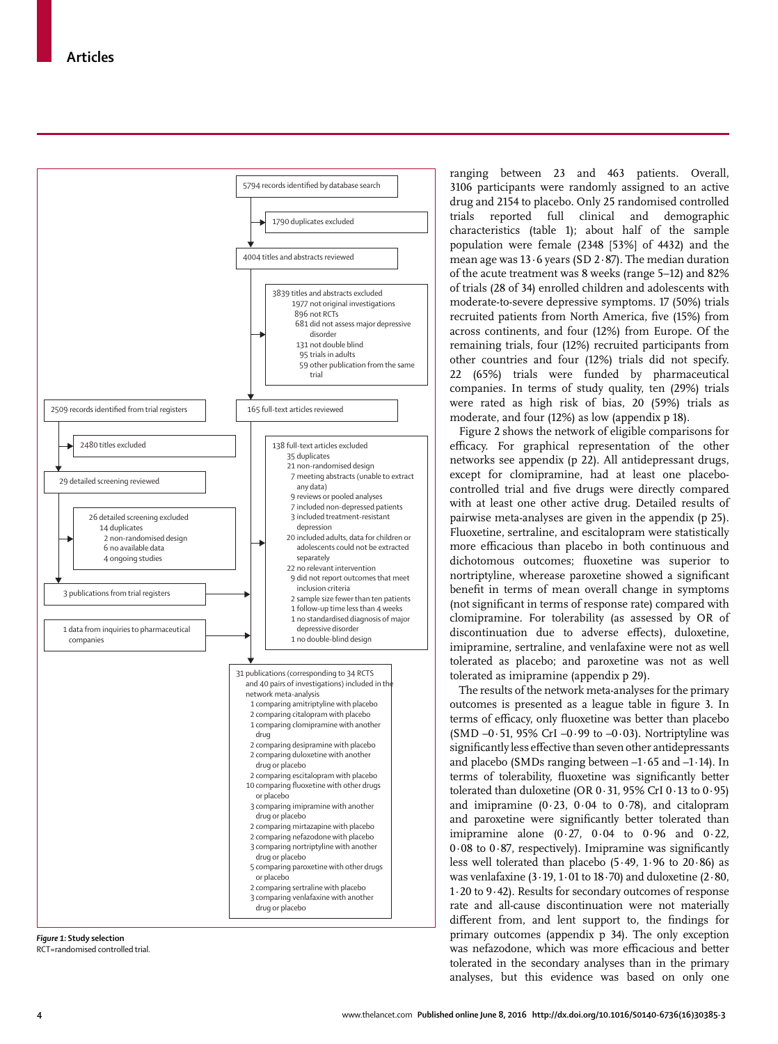5794 records identified by database search

1790 duplicates excluded

4004 titles and abstracts reviewed

3839 titles and abstracts excluded
- 1977 not original investigations
- 896 not RCTs
- 681 did not assess major depressive disorder
- 131 not double blind
- 95 trials in adults
- 59 other publication from the same trial

2509 records identified from trial registers

165 full-text articles reviewed

2480 titles excluded

138 full-text articles excluded
- 35 duplicates
- 21 non-randomised design
  - 7 meeting abstracts (unable to extract any data)
  - 9 reviews or pooled analyses
- 7 included non-depressed patients
- 3 included treatment-resistant depression
- 20 included adults, data for children or adolescents could not be extracted separately
- 22 no relevant intervention
- 9 did not report outcomes that meet inclusion criteria
- 2 sample size fewer than ten patients
- 1 follow-up time less than 4 weeks
- 1 no standardised diagnosis of major depressive disorder
- 1 no double-blind design

29 detailed screening reviewed

26 detailed screening excluded
- 14 duplicates
- 2 non-randomised design
- 6 no available data
- 4 ongoing studies

3 publications from trial registers

1 data from inquiries to pharmaceutical companies

31 publications (corresponding to 34 RCTS and 40 pairs of investigations) included in the network meta-analysis
- 1 comparing amitriptyline with placebo
- 2 comparing citalopram with placebo
- 1 comparing clomipramine with another drug
- 2 comparing desipramine with placebo
- 2 comparing duloxetine with another drug or placebo
- 2 comparing escitalopram with placebo
- 10 comparing fluoxetine with other drugs or placebo
- 3 comparing imipramine with another drug or placebo
- 2 comparing mirtazapine with placebo
- 2 comparing nefazodone with placebo
- 3 comparing nortriptyline with another drug or placebo
- 5 comparing paroxetine with other drugs or placebo
- 2 comparing sertraline with placebo
- 3 comparing venlafaxine with another drug or placebo

***Figure 1:*** **Study selection**
RCT=randomised controlled trial.

ranging between 23 and 463 patients. Overall, 3106 participants were randomly assigned to an active drug and 2154 to placebo. Only 25 randomised controlled trials reported full clinical and demographic characteristics (table 1); about half of the sample population were female (2348 [53%] of 4432) and the mean age was 13·6 years (SD 2·87). The median duration of the acute treatment was 8 weeks (range 5–12) and 82% of trials (28 of 34) enrolled children and adolescents with moderate-to-severe depressive symptoms. 17 (50%) trials recruited patients from North America, five (15%) from across continents, and four (12%) from Europe. Of the remaining trials, four (12%) recruited participants from other countries and four (12%) trials did not specify. 22 (65%) trials were funded by pharmaceutical companies. In terms of study quality, ten (29%) trials were rated as high risk of bias, 20 (59%) trials as moderate, and four (12%) as low (appendix p 18).

Figure 2 shows the network of eligible comparisons for efficacy. For graphical representation of the other networks see appendix (p 22). All antidepressant drugs, except for clomipramine, had at least one placebo-controlled trial and five drugs were directly compared with at least one other active drug. Detailed results of pairwise meta-analyses are given in the appendix (p 25). Fluoxetine, sertraline, and escitalopram were statistically more efficacious than placebo in both continuous and dichotomous outcomes; fluoxetine was superior to nortriptyline, wherease paroxetine showed a significant benefit in terms of mean overall change in symptoms (not significant in terms of response rate) compared with clomipramine. For tolerability (as assessed by OR of discontinuation due to adverse effects), duloxetine, imipramine, sertraline, and venlafaxine were not as well tolerated as placebo; and paroxetine was not as well tolerated as imipramine (appendix p 29).

The results of the network meta-analyses for the primary outcomes is presented as a league table in figure 3. In terms of efficacy, only fluoxetine was better than placebo (SMD –0·51, 95% CrI –0·99 to –0·03). Nortriptyline was significantly less effective than seven other antidepressants and placebo (SMDs ranging between –1·65 and –1·14). In terms of tolerability, fluoxetine was significantly better tolerated than duloxetine (OR 0·31, 95% CrI 0·13 to 0·95) and imipramine (0·23, 0·04 to 0·78), and citalopram and paroxetine were significantly better tolerated than imipramine alone (0·27, 0·04 to 0·96 and 0·22, 0·08 to 0·87, respectively). Imipramine was significantly less well tolerated than placebo (5·49, 1·96 to 20·86) as was venlafaxine (3·19, 1·01 to 18·70) and duloxetine (2·80, 1·20 to 9·42). Results for secondary outcomes of response rate and all-cause discontinuation were not materially different from, and lent support to, the findings for primary outcomes (appendix p 34). The only exception was nefazodone, which was more efficacious and better tolerated in the secondary analyses than in the primary analyses, but this evidence was based on only one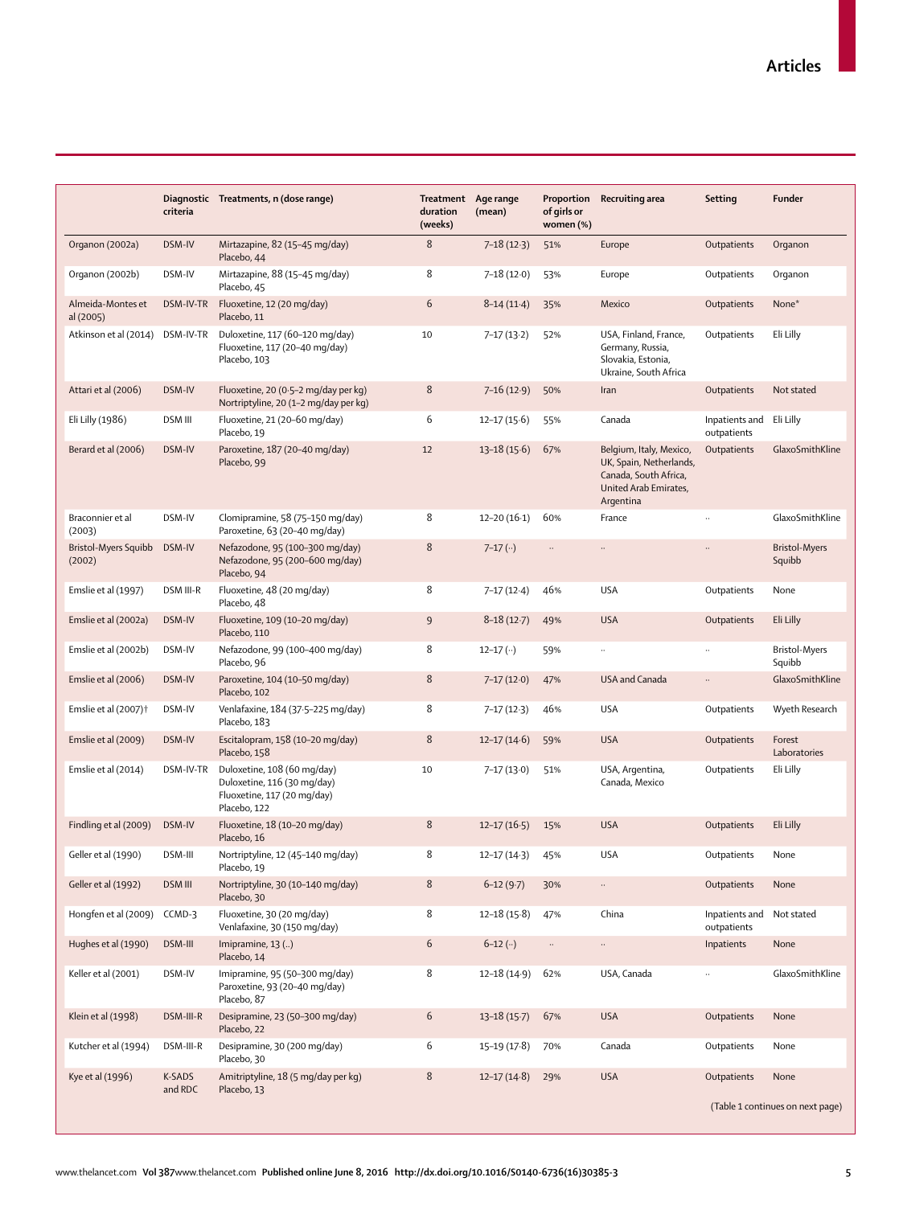| | Diagnostic criteria | Treatments, n (dose range) | Treatment duration (weeks) | Age range (mean) | Proportion of girls or women (%) | Recruiting area | Setting | Funder |
|---|---|---|---|---|---|---|---|---|
| Organon (2002a) | DSM-IV | Mirtazapine, 82 (15–45 mg/day)<br>Placebo, 44 | 8 | 7–18 (12·3) | 51% | Europe | Outpatients | Organon |
| Organon (2002b) | DSM-IV | Mirtazapine, 88 (15–45 mg/day)<br>Placebo, 45 | 8 | 7–18 (12·0) | 53% | Europe | Outpatients | Organon |
| Almeida-Montes et al (2005) | DSM-IV-TR | Fluoxetine, 12 (20 mg/day)<br>Placebo, 11 | 6 | 8–14 (11·4) | 35% | Mexico | Outpatients | None* |
| Atkinson et al (2014) | DSM-IV-TR | Duloxetine, 117 (60–120 mg/day)<br>Fluoxetine, 117 (20–40 mg/day)<br>Placebo, 103 | 10 | 7–17 (13·2) | 52% | USA, Finland, France, Germany, Russia, Slovakia, Estonia, Ukraine, South Africa | Outpatients | Eli Lilly |
| Attari et al (2006) | DSM-IV | Fluoxetine, 20 (0·5–2 mg/day per kg)<br>Nortriptyline, 20 (1–2 mg/day per kg) | 8 | 7–16 (12·9) | 50% | Iran | Outpatients | Not stated |
| Eli Lilly (1986) | DSM III | Fluoxetine, 21 (20–60 mg/day)<br>Placebo, 19 | 6 | 12–17 (15·6) | 55% | Canada | Inpatients and outpatients | Eli Lilly |
| Berard et al (2006) | DSM-IV | Paroxetine, 187 (20–40 mg/day)<br>Placebo, 99 | 12 | 13–18 (15·6) | 67% | Belgium, Italy, Mexico, UK, Spain, Netherlands, Canada, South Africa, United Arab Emirates, Argentina | Outpatients | GlaxoSmithKline |
| Braconnier et al (2003) | DSM-IV | Clomipramine, 58 (75–150 mg/day)<br>Paroxetine, 63 (20–40 mg/day) | 8 | 12–20 (16·1) | 60% | France | .. | GlaxoSmithKline |
| Bristol-Myers Squibb (2002) | DSM-IV | Nefazodone, 95 (100–300 mg/day)<br>Nefazodone, 95 (200–600 mg/day)<br>Placebo, 94 | 8 | 7–17 (··) | .. | .. | .. | Bristol-Myers Squibb |
| Emslie et al (1997) | DSM III-R | Fluoxetine, 48 (20 mg/day)<br>Placebo, 48 | 8 | 7–17 (12·4) | 46% | USA | Outpatients | None |
| Emslie et al (2002a) | DSM-IV | Fluoxetine, 109 (10–20 mg/day)<br>Placebo, 110 | 9 | 8–18 (12·7) | 49% | USA | Outpatients | Eli Lilly |
| Emslie et al (2002b) | DSM-IV | Nefazodone, 99 (100–400 mg/day)<br>Placebo, 96 | 8 | 12–17 (··) | 59% | .. | .. | Bristol-Myers Squibb |
| Emslie et al (2006) | DSM-IV | Paroxetine, 104 (10–50 mg/day)<br>Placebo, 102 | 8 | 7–17 (12·0) | 47% | USA and Canada | .. | GlaxoSmithKline |
| Emslie et al (2007)† | DSM-IV | Venlafaxine, 184 (37·5–225 mg/day)<br>Placebo, 183 | 8 | 7–17 (12·3) | 46% | USA | Outpatients | Wyeth Research |
| Emslie et al (2009) | DSM-IV | Escitalopram, 158 (10–20 mg/day)<br>Placebo, 158 | 8 | 12–17 (14·6) | 59% | USA | Outpatients | Forest Laboratories |
| Emslie et al (2014) | DSM-IV-TR | Duloxetine, 108 (60 mg/day)<br>Duloxetine, 116 (30 mg/day)<br>Fluoxetine, 117 (20 mg/day)<br>Placebo, 122 | 10 | 7–17 (13·0) | 51% | USA, Argentina, Canada, Mexico | Outpatients | Eli Lilly |
| Findling et al (2009) | DSM-IV | Fluoxetine, 18 (10–20 mg/day)<br>Placebo, 16 | 8 | 12–17 (16·5) | 15% | USA | Outpatients | Eli Lilly |
| Geller et al (1990) | DSM-III | Nortriptyline, 12 (45–140 mg/day)<br>Placebo, 19 | 8 | 12–17 (14·3) | 45% | USA | Outpatients | None |
| Geller et al (1992) | DSM III | Nortriptyline, 30 (10–140 mg/day)<br>Placebo, 30 | 8 | 6–12 (9·7) | 30% | .. | Outpatients | None |
| Hongfen et al (2009) | CCMD-3 | Fluoxetine, 30 (20 mg/day)<br>Venlafaxine, 30 (150 mg/day) | 8 | 12–18 (15·8) | 47% | China | Inpatients and outpatients | Not stated |
| Hughes et al (1990) | DSM-III | Imipramine, 13 (..)<br>Placebo, 14 | 6 | 6–12 (··) | .. | .. | Inpatients | None |
| Keller et al (2001) | DSM-IV | Imipramine, 95 (50–300 mg/day)<br>Paroxetine, 93 (20–40 mg/day)<br>Placebo, 87 | 8 | 12–18 (14·9) | 62% | USA, Canada | .. | GlaxoSmithKline |
| Klein et al (1998) | DSM-III-R | Desipramine, 23 (50–300 mg/day)<br>Placebo, 22 | 6 | 13–18 (15·7) | 67% | USA | Outpatients | None |
| Kutcher et al (1994) | DSM-III-R | Desipramine, 30 (200 mg/day)<br>Placebo, 30 | 6 | 15–19 (17·8) | 70% | Canada | Outpatients | None |
| Kye et al (1996) | K-SADS and RDC | Amitriptyline, 18 (5 mg/day per kg)<br>Placebo, 13 | 8 | 12–17 (14·8) | 29% | USA | Outpatients | None |

(Table 1 continues on next page)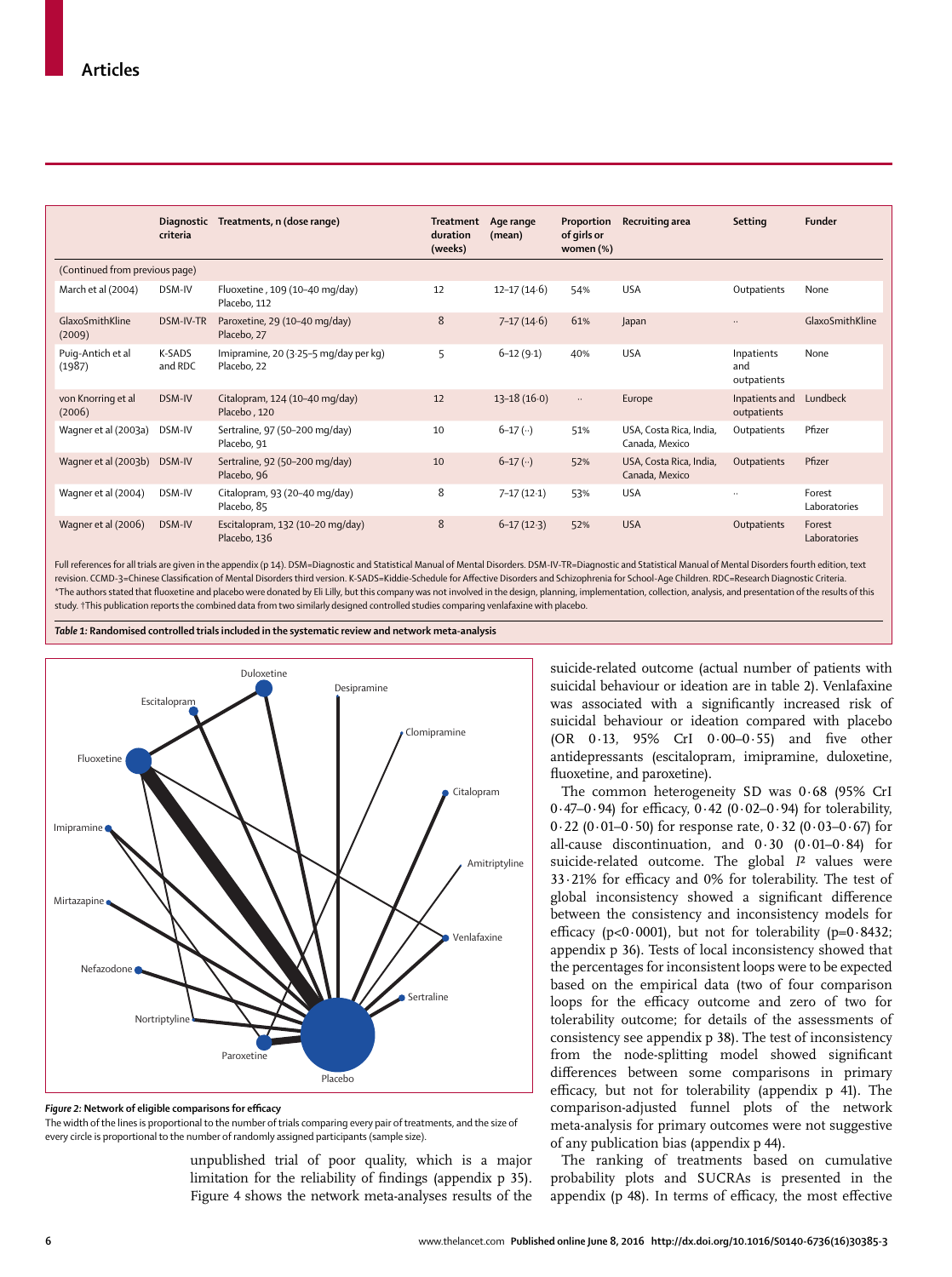| | Diagnostic criteria | Treatments, n (dose range) | Treatment duration (weeks) | Age range (mean) | Proportion of girls or women (%) | Recruiting area | Setting | Funder |
|---|---|---|---|---|---|---|---|---|
| (Continued from previous page) | | | | | | | | |
| March et al (2004) | DSM-IV | Fluoxetine , 109 (10–40 mg/day) Placebo, 112 | 12 | 12–17 (14·6) | 54% | USA | Outpatients | None |
| GlaxoSmithKline (2009) | DSM-IV-TR | Paroxetine, 29 (10–40 mg/day) Placebo, 27 | 8 | 7–17 (14·6) | 61% | Japan | .. | GlaxoSmithKline |
| Puig-Antich et al (1987) | K-SADS and RDC | Imipramine, 20 (3·25–5 mg/day per kg) Placebo, 22 | 5 | 6–12 (9·1) | 40% | USA | Inpatients and outpatients | None |
| von Knorring et al (2006) | DSM-IV | Citalopram, 124 (10–40 mg/day) Placebo , 120 | 12 | 13–18 (16·0) | .. | Europe | Inpatients and outpatients | Lundbeck |
| Wagner et al (2003a) | DSM-IV | Sertraline, 97 (50–200 mg/day) Placebo, 91 | 10 | 6–17 (··) | 51% | USA, Costa Rica, India, Canada, Mexico | Outpatients | Pfizer |
| Wagner et al (2003b) | DSM-IV | Sertraline, 92 (50–200 mg/day) Placebo, 96 | 10 | 6–17 (··) | 52% | USA, Costa Rica, India, Canada, Mexico | Outpatients | Pfizer |
| Wagner et al (2004) | DSM-IV | Citalopram, 93 (20–40 mg/day) Placebo, 85 | 8 | 7–17 (12·1) | 53% | USA | .. | Forest Laboratories |
| Wagner et al (2006) | DSM-IV | Escitalopram, 132 (10–20 mg/day) Placebo, 136 | 8 | 6–17 (12·3) | 52% | USA | Outpatients | Forest Laboratories |

Full references for all trials are given in the appendix (p 14). DSM=Diagnostic and Statistical Manual of Mental Disorders. DSM-IV-TR=Diagnostic and Statistical Manual of Mental Disorders fourth edition, text revision. CCMD-3=Chinese Classification of Mental Disorders third version. K-SADS=Kiddie-Schedule for Affective Disorders and Schizophrenia for School-Age Children. RDC=Research Diagnostic Criteria. *The authors stated that fluoxetine and placebo were donated by Eli Lilly, but this company was not involved in the design, planning, implementation, collection, analysis, and presentation of the results of this study. †This publication reports the combined data from two similarly designed controlled studies comparing venlafaxine with placebo.

***Table 1:*** **Randomised controlled trials included in the systematic review and network meta-analysis**

***Figure 2:*** **Network of eligible comparisons for efficacy**
The width of the lines is proportional to the number of trials comparing every pair of treatments, and the size of every circle is proportional to the number of randomly assigned participants (sample size).

unpublished trial of poor quality, which is a major limitation for the reliability of findings (appendix p 35). Figure 4 shows the network meta-analyses results of the suicide-related outcome (actual number of patients with suicidal behaviour or ideation are in table 2). Venlafaxine was associated with a significantly increased risk of suicidal behaviour or ideation compared with placebo (OR 0·13, 95% CrI 0·00–0·55) and five other antidepressants (escitalopram, imipramine, duloxetine, fluoxetine, and paroxetine).

The common heterogeneity SD was 0·68 (95% CrI 0·47–0·94) for efficacy, 0·42 (0·02–0·94) for tolerability, 0·22 (0·01–0·50) for response rate, 0·32 (0·03–0·67) for all-cause discontinuation, and 0·30 (0·01–0·84) for suicide-related outcome. The global $I^2$ values were 33·21% for efficacy and 0% for tolerability. The test of global inconsistency showed a significant difference between the consistency and inconsistency models for efficacy ($p<0·0001$), but not for tolerability ($p=0·8432$; appendix p 36). Tests of local inconsistency showed that the percentages for inconsistent loops were to be expected based on the empirical data (two of four comparison loops for the efficacy outcome and zero of two for tolerability outcome; for details of the assessments of consistency see appendix p 38). The test of inconsistency from the node-splitting model showed significant differences between some comparisons in primary efficacy, but not for tolerability (appendix p 41). The comparison-adjusted funnel plots of the network meta-analysis for primary outcomes were not suggestive of any publication bias (appendix p 44).

The ranking of treatments based on cumulative probability plots and SUCRAs is presented in the appendix (p 48). In terms of efficacy, the most effective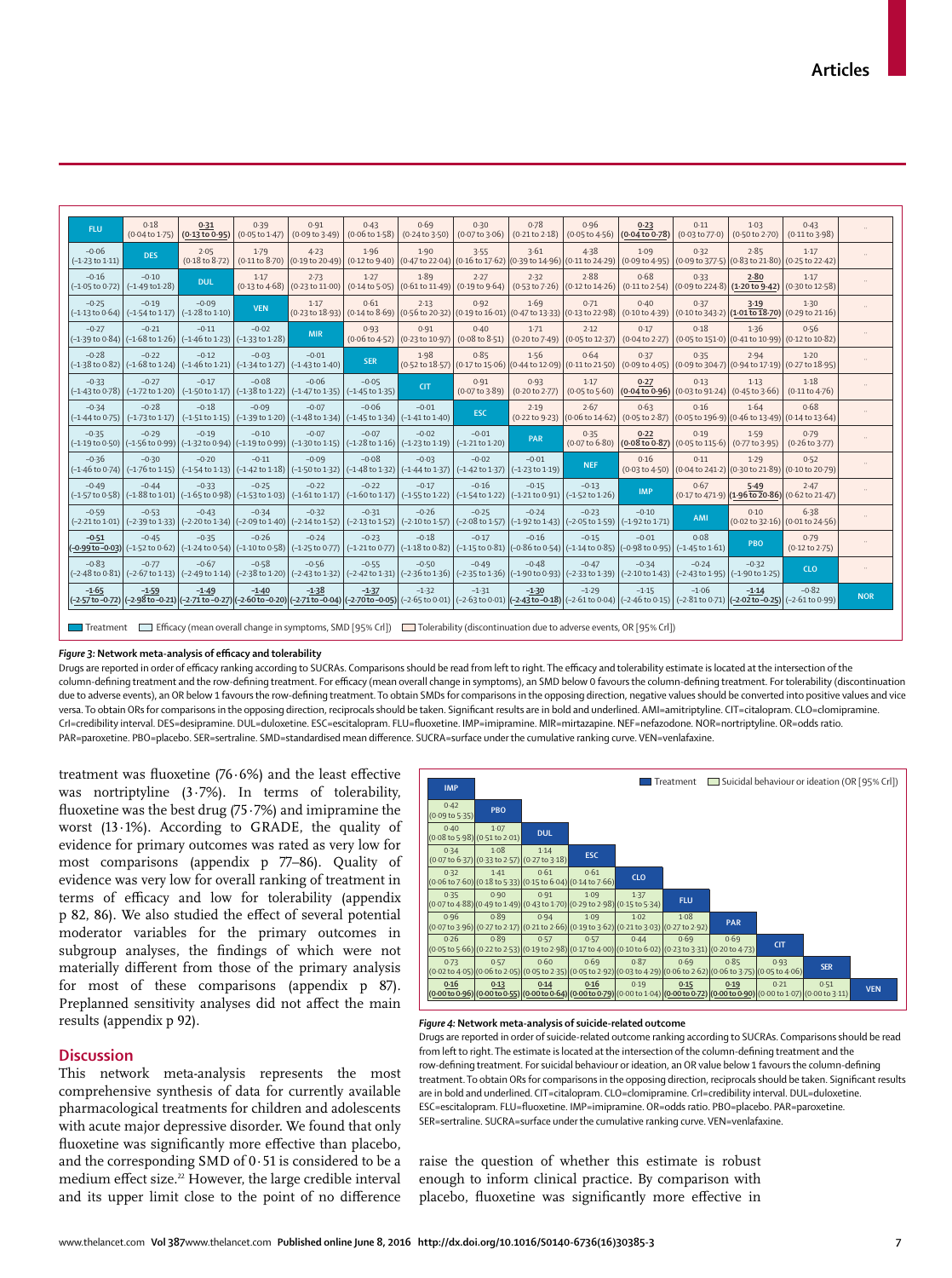| FLU | 0·18 (0·04 to 1·75) | **0·31 (0·13 to 0·95)** | 0·39 (0·05 to 1·47) | 0·91 (0·09 to 3·49) | 0·43 (0·06 to 1·58) | 0·69 (0·24 to 3·50) | 0·30 (0·07 to 3·06) | 0·78 (0·21 to 2·18) | 0·96 (0·05 to 4·56) | **0·23 (0·04 to 0·78)** | 0·11 (0·03 to 77·0) | 1·03 (0·50 to 2·70) | 0·43 (0·11 to 3·98) | .. |
|---|---|---|---|---|---|---|---|---|---|---|---|---|---|---|
| −0·06 (−1·23 to 1·11) | DES | 2·05 (0·18 to 8·72) | 1·79 (0·11 to 8·70) | 4·23 (0·19 to 20·49) | 1·96 (0·12 to 9·40) | 1·90 (0·47 to 22·04) | 3·55 (0·16 to 17·62) | 3·61 (0·39 to 14·96) | 4·38 (0·11 to 24·29) | 1·09 (0·09 to 4·95) | 0·32 (0·09 to 377·5) | 2·85 (0·83 to 21·80) | 1·17 (0·25 to 22·42) | .. |
| −0·16 (−1·05 to 0·72) | −0·10 (−1·49 to 1·28) | DUL | 1·17 (0·13 to 4·68) | 2·73 (0·23 to 11·00) | 1·27 (0·14 to 5·05) | 1·89 (0·61 to 11·49) | 2·27 (0·19 to 9·64) | 2·32 (0·53 to 7·26) | 2·88 (0·12 to 14·26) | 0·68 (0·11 to 2·54) | 0·33 (0·09 to 224·8) | **2·80 (1·20 to 9·42)** | 1·17 (0·30 to 12·58) | .. |
| −0·25 (−1·13 to 0·64) | −0·19 (−1·54 to 1·17) | −0·09 (−1·28 to 1·10) | VEN | 1·17 (0·23 to 18·93) | 0·61 (0·14 to 8·69) | 2·13 (0·56 to 20·32) | 0·92 (0·19 to 16·01) | 1·69 (0·47 to 13·33) | 0·71 (0·13 to 22·98) | 0·40 (0·10 to 4·39) | 0·37 (0·10 to 343·2) | **3·19 (1·01 to 18·70)** | 1·30 (0·29 to 21·16) | .. |
| −0·27 (−1·39 to 0·84) | −0·21 (−1·68 to 1·26) | −0·11 (−1·46 to 1·23) | −0·02 (−1·33 to 1·28) | MIR | 0·93 (0·06 to 4·52) | 0·91 (0·23 to 10·97) | 0·40 (0·08 to 8·51) | 1·71 (0·20 to 7·49) | 2·12 (0·05 to 12·37) | 0·17 (0·04 to 2·27) | 0·18 (0·05 to 151·0) | 1·36 (0·41 to 10·99) | 0·56 (0·12 to 10·82) | .. |
| −0·28 (−1·38 to 0·82) | −0·22 (−1·68 to 1·24) | −0·12 (−1·46 to 1·21) | −0·03 (−1·34 to 1·27) | −0·01 (−1·43 to 1·40) | SER | 1·98 (0·52 to 18·57) | 0·85 (0·17 to 15·06) | 1·56 (0·44 to 12·09) | 0·64 (0·11 to 21·50) | 0·37 (0·09 to 4·05) | 0·35 (0·09 to 304·7) | 2·94 (0·94 to 17·19) | 1·20 (0·27 to 18·95) | .. |
| −0·33 (−1·43 to 0·78) | −0·27 (−1·72 to 1·20) | −0·17 (−1·50 to 1·17) | −0·08 (−1·38 to 1·22) | −0·06 (−1·47 to 1·35) | −0·05 (−1·45 to 1·35) | CIT | 0·91 (0·07 to 3·89) | 0·93 (0·20 to 2·77) | 1·17 (0·05 to 5·60) | **0·27 (0·04 to 0·96)** | 0·13 (0·03 to 91·24) | 1·13 (0·45 to 3·66) | 1·18 (0·11 to 4·76) | .. |
| −0·34 (−1·44 to 0·75) | −0·28 (−1·73 to 1·17) | −0·18 (−1·51 to 1·15) | −0·09 (−1·39 to 1·20) | −0·07 (−1·48 to 1·34) | −0·06 (−1·45 to 1·34) | −0·01 (−1·41 to 1·40) | ESC | 2·19 (0·22 to 9·23) | 2·67 (0·06 to 14·62) | 0·63 (0·05 to 2·87) | 0·16 (0·05 to 196·9) | 1·64 (0·46 to 13·49) | 0·68 (0·14 to 13·64) | .. |
| −0·35 (−1·19 to 0·50) | −0·29 (−1·56 to 0·99) | −0·19 (−1·32 to 0·94) | −0·10 (−1·19 to 0·99) | −0·07 (−1·30 to 1·15) | −0·07 (−1·28 to 1·16) | −0·02 (−1·23 to 1·19) | −0·01 (−1·21 to 1·20) | PAR | 0·35 (0·07 to 6·80) | **0·22 (0·08 to 0·87)** | 0·19 (0·05 to 115·6) | 1·59 (0·77 to 3·95) | 0·79 (0·26 to 3·77) | .. |
| −0·36 (−1·46 to 0·74) | −0·30 (−1·76 to 1·15) | −0·20 (−1·54 to 1·13) | −0·11 (−1·42 to 1·18) | −0·09 (−1·50 to 1·32) | −0·08 (−1·48 to 1·32) | −0·03 (−1·44 to 1·37) | −0·02 (−1·42 to 1·37) | −0·01 (−1·23 to 1·19) | NEF | 0·16 (0·03 to 4·50) | 0·11 (0·04 to 241·2) | 1·29 (0·30 to 21·89) | 0·52 (0·10 to 20·79) | .. |
| −0·49 (−1·57 to 0·58) | −0·44 (−1·88 to 1·01) | −0·33 (−1·65 to 0·98) | −0·25 (−1·53 to 1·03) | −0·22 (−1·61 to 1·17) | −0·22 (−1·60 to 1·17) | −0·17 (−1·55 to 1·22) | −0·16 (−1·54 to 1·22) | −0·15 (−1·21 to 0·91) | −0·13 (−1·52 to 1·26) | IMP | 0·67 (0·17 to 471·9) | **5·49 (1·96 to 20·86)** | 2·47 (0·62 to 21·47) | .. |
| −0·59 (−2·21 to 1·01) | −0·53 (−2·39 to 1·33) | −0·43 (−2·20 to 1·34) | −0·34 (−2·09 to 1·40) | −0·32 (−2·14 to 1·52) | −0·31 (−2·13 to 1·52) | −0·26 (−2·10 to 1·57) | −0·25 (−2·08 to 1·57) | −0·24 (−1·92 to 1·43) | −0·23 (−2·05 to 1·59) | −0·10 (−1·92 to 1·71) | AMI | 0·10 (0·02 to 32·16) | 6·38 (0·01 to 24·56) | .. |
| **−0·51 (−0·99 to −0·03)** | −0·45 (−1·52 to 0·62) | −0·35 (−1·24 to 0·54) | −0·26 (−1·10 to 0·58) | −0·24 (−1·25 to 0·77) | −0·23 (−1·21 to 0·77) | −0·18 (−1·18 to 0·82) | −0·17 (−1·15 to 0·81) | −0·16 (−0·86 to 0·54) | −0·15 (−1·14 to 0·85) | −0·01 (−0·98 to 0·95) | 0·08 (−1·45 to 1·61) | PBO | 0·79 (0·12 to 2·75) | .. |
| −0·83 (−2·48 to 0·81) | −0·77 (−2·67 to 1·13) | −0·67 (−2·49 to 1·14) | −0·58 (−2·38 to 1·20) | −0·56 (−2·43 to 1·32) | −0·55 (−2·42 to 1·31) | −0·50 (−2·36 to 1·36) | −0·49 (−2·35 to 1·36) | −0·48 (−1·90 to 0·93) | −0·47 (−2·33 to 1·39) | −0·34 (−2·10 to 1·43) | −0·24 (−2·43 to 1·95) | −0·32 (−1·90 to 1·25) | CLO | .. |
| **−1·65 (−2·57 to −0·72)** | **−1·59 (−2·98 to −0·21)** | **−1·49 (−2·71 to −0·27)** | **−1·40 (−2·60 to −0·20)** | **−1·38 (−2·71 to −0·04)** | **−1·37 (−2·70 to −0·05)** | −1·32 (−2·65 to 0·01) | −1·31 (−2·63 to 0·01) | **−1·30 (−2·43 to −0·18)** | −1·29 (−2·61 to 0·04) | −1·15 (−2·46 to 0·15) | −1·06 (−2·81 to 0·71) | **−1·14 (−2·02 to −0·25)** | −0·82 (−2·61 to 0·99) | NOR |

Treatment · Efficacy (mean overall change in symptoms, SMD [95% CrI]) · Tolerability (discontinuation due to adverse events, OR [95% CrI])

**Figure 3: Network meta-analysis of efficacy and tolerability**

Drugs are reported in order of efficacy ranking according to SUCRAs. Comparisons should be read from left to right. The efficacy and tolerability estimate is located at the intersection of the column-defining treatment and the row-defining treatment. For efficacy (mean overall change in symptoms), an SMD below 0 favours the column-defining treatment. For tolerability (discontinuation due to adverse events), an OR below 1 favours the row-defining treatment. To obtain SMDs for comparisons in the opposing direction, negative values should be converted into positive values and vice versa. To obtain ORs for comparisons in the opposing direction, reciprocals should be taken. Significant results are in bold and underlined. AMI=amitriptyline. CIT=citalopram. CLO=clomipramine. CrI=credibility interval. DES=desipramine. DUL=duloxetine. ESC=escitalopram. FLU=fluoxetine. IMP=imipramine. MIR=mirtazapine. NEF=nefazodone. NOR=nortriptyline. OR=odds ratio. PAR=paroxetine. PBO=placebo. SER=sertraline. SMD=standardised mean difference. SUCRA=surface under the cumulative ranking curve. VEN=venlafaxine.

treatment was fluoxetine (76·6%) and the least effective was nortriptyline (3·7%). In terms of tolerability, fluoxetine was the best drug (75·7%) and imipramine the worst (13·1%). According to GRADE, the quality of evidence for primary outcomes was rated as very low for most comparisons (appendix p 77–86). Quality of evidence was very low for overall ranking of treatment in terms of efficacy and low for tolerability (appendix p 82, 86). We also studied the effect of several potential moderator variables for the primary outcomes in subgroup analyses, the findings of which were not materially different from those of the primary analysis for most of these comparisons (appendix p 87). Preplanned sensitivity analyses did not affect the main results (appendix p 92).

## Discussion

This network meta-analysis represents the most comprehensive synthesis of data for currently available pharmacological treatments for children and adolescents with acute major depressive disorder. We found that only fluoxetine was significantly more effective than placebo, and the corresponding SMD of 0·51 is considered to be a medium effect size.[22] However, the large credible interval and its upper limit close to the point of no difference raise the question of whether this estimate is robust enough to inform clinical practice. By comparison with placebo, fluoxetine was significantly more effective in

| IMP | | | | | | | | | |
|---|---|---|---|---|---|---|---|---|---|
| 0·42 (0·09 to 5·35) | PBO | | | | | | | | |
| 0·40 (0·08 to 5·98) | 1·07 (0·51 to 2·01) | DUL | | | | | | | |
| 0·34 (0·07 to 6·37) | 1·08 (0·33 to 2·57) | 1·14 (0·27 to 3·18) | ESC | | | | | | |
| 0·32 (0·06 to 7·60) | 1·41 (0·18 to 5·33) | 0·61 (0·15 to 6·04) | 0·61 (0·14 to 7·66) | CLO | | | | | |
| 0·35 (0·07 to 4·88) | 0·90 (0·49 to 1·49) | 0·91 (0·43 to 1·70) | 1·09 (0·29 to 2·98) | 1·37 (0·15 to 5·34) | FLU | | | | |
| 0·96 (0·07 to 3·96) | 0·89 (0·27 to 2·17) | 0·94 (0·21 to 2·66) | 1·09 (0·19 to 3·62) | 1·02 (0·21 to 3·03) | 1·08 (0·27 to 2·92) | PAR | | | |
| 0·26 (0·05 to 5·66) | 0·89 (0·22 to 2·53) | 0·57 (0·19 to 2·98) | 0·57 (0·17 to 4·00) | 0·44 (0·10 to 6·02) | 0·69 (0·23 to 3·31) | 0·69 (0·20 to 4·73) | CIT | | |
| 0·73 (0·02 to 4·05) | 0·57 (0·06 to 2·05) | 0·60 (0·05 to 2·35) | 0·69 (0·05 to 2·92) | 0·87 (0·03 to 4·29) | 0·69 (0·06 to 2·62) | 0·85 (0·06 to 3·75) | 0·93 (0·05 to 4·06) | SER | |
| **0·16 (0·00 to 0·96)** | **0·13 (0·00 to 0·55)** | **0·14 (0·00 to 0·64)** | **0·16 (0·00 to 0·79)** | 0·19 (0·00 to 1·04) | **0·15 (0·00 to 0·72)** | **0·19 (0·00 to 0·90)** | 0·21 (0·00 to 1·07) | 0·51 (0·00 to 3·11) | VEN |

Treatment · Suicidal behaviour or ideation (OR [95% CrI])

**Figure 4: Network meta-analysis of suicide-related outcome**

Drugs are reported in order of suicide-related outcome ranking according to SUCRAs. Comparisons should be read from left to right. The estimate is located at the intersection of the column-defining treatment and the row-defining treatment. For suicidal behaviour or ideation, an OR value below 1 favours the column-defining treatment. To obtain ORs for comparisons in the opposing direction, reciprocals should be taken. Significant results are in bold and underlined. CIT=citalopram. CLO=clomipramine. CrI=credibility interval. DUL=duloxetine. ESC=escitalopram. FLU=fluoxetine. IMP=imipramine. OR=odds ratio. PBO=placebo. PAR=paroxetine. SER=sertraline. SUCRA=surface under the cumulative ranking curve. VEN=venlafaxine.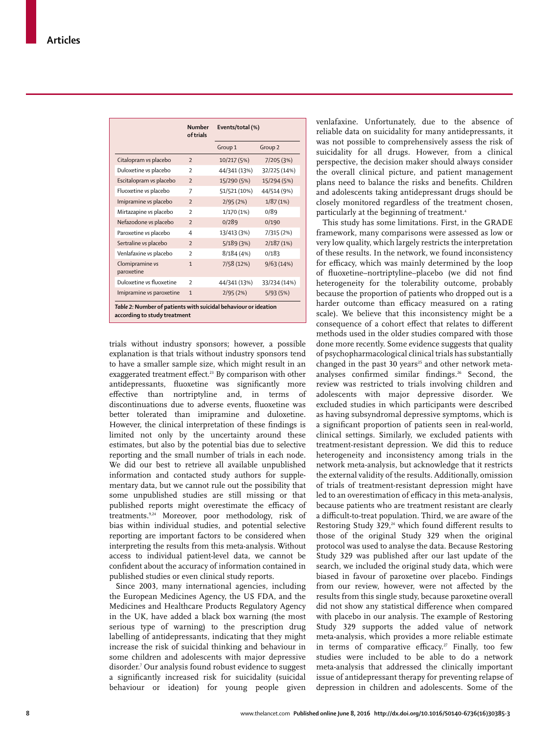| | Number of trials | Events/total (%) | |
|---|---|---|---|
| | | Group 1 | Group 2 |
| Citalopram *vs* placebo | 2 | 10/217 (5%) | 7/205 (3%) |
| Duloxetine *vs* placebo | 2 | 44/341 (13%) | 32/225 (14%) |
| Escitalopram *vs* placebo | 2 | 15/290 (5%) | 15/294 (5%) |
| Fluoxetine *vs* placebo | 7 | 51/521 (10%) | 44/514 (9%) |
| Imipramine *vs* placebo | 2 | 2/95 (2%) | 1/87 (1%) |
| Mirtazapine *vs* placebo | 2 | 1/170 (1%) | 0/89 |
| Nefazodone *vs* placebo | 2 | 0/289 | 0/190 |
| Paroxetine *vs* placebo | 4 | 13/413 (3%) | 7/315 (2%) |
| Sertraline *vs* placebo | 2 | 5/189 (3%) | 2/187 (1%) |
| Venlafaxine *vs* placebo | 2 | 8/184 (4%) | 0/183 |
| Clomipramine *vs* paroxetine | 1 | 7/58 (12%) | 9/63 (14%) |
| Duloxetine *vs* fluoxetine | 2 | 44/341 (13%) | 33/234 (14%) |
| Imipramine *vs* paroxetine | 1 | 2/95 (2%) | 5/93 (5%) |

***Table 2:* Number of patients with suicidal behaviour or ideation according to study treatment**

trials without industry sponsors; however, a possible explanation is that trials without industry sponsors tend to have a smaller sample size, which might result in an exaggerated treatment effect.[23] By comparison with other antidepressants, fluoxetine was significantly more effective than nortriptyline and, in terms of discontinuations due to adverse events, fluoxetine was better tolerated than imipramine and duloxetine. However, the clinical interpretation of these findings is limited not only by the uncertainty around these estimates, but also by the potential bias due to selective reporting and the small number of trials in each node. We did our best to retrieve all available unpublished information and contacted study authors for supplementary data, but we cannot rule out the possibility that some unpublished studies are still missing or that published reports might overestimate the efficacy of treatments.[9,24] Moreover, poor methodology, risk of bias within individual studies, and potential selective reporting are important factors to be considered when interpreting the results from this meta-analysis. Without access to individual patient-level data, we cannot be confident about the accuracy of information contained in published studies or even clinical study reports.

Since 2003, many international agencies, including the European Medicines Agency, the US FDA, and the Medicines and Healthcare Products Regulatory Agency in the UK, have added a black box warning (the most serious type of warning) to the prescription drug labelling of antidepressants, indicating that they might increase the risk of suicidal thinking and behaviour in some children and adolescents with major depressive disorder.[7] Our analysis found robust evidence to suggest a significantly increased risk for suicidality (suicidal behaviour or ideation) for young people given venlafaxine. Unfortunately, due to the absence of reliable data on suicidality for many antidepressants, it was not possible to comprehensively assess the risk of suicidality for all drugs. However, from a clinical perspective, the decision maker should always consider the overall clinical picture, and patient management plans need to balance the risks and benefits. Children and adolescents taking antidepressant drugs should be closely monitored regardless of the treatment chosen, particularly at the beginning of treatment.[4]

This study has some limitations. First, in the GRADE framework, many comparisons were assessed as low or very low quality, which largely restricts the interpretation of these results. In the network, we found inconsistency for efficacy, which was mainly determined by the loop of fluoxetine–nortriptyline–placebo (we did not find heterogeneity for the tolerability outcome, probably because the proportion of patients who dropped out is a harder outcome than efficacy measured on a rating scale). We believe that this inconsistency might be a consequence of a cohort effect that relates to different methods used in the older studies compared with those done more recently. Some evidence suggests that quality of psychopharmacological clinical trials has substantially changed in the past 30 years[25] and other network meta-analyses confirmed similar findings.[26] Second, the review was restricted to trials involving children and adolescents with major depressive disorder. We excluded studies in which participants were described as having subsyndromal depressive symptoms, which is a significant proportion of patients seen in real-world, clinical settings. Similarly, we excluded patients with treatment-resistant depression. We did this to reduce heterogeneity and inconsistency among trials in the network meta-analysis, but acknowledge that it restricts the external validity of the results. Additionally, omission of trials of treatment-resistant depression might have led to an overestimation of efficacy in this meta-analysis, because patients who are treatment resistant are clearly a difficult-to-treat population. Third, we are aware of the Restoring Study 329,[24] which found different results to those of the original Study 329 when the original protocol was used to analyse the data. Because Restoring Study 329 was published after our last update of the search, we included the original study data, which were biased in favour of paroxetine over placebo. Findings from our review, however, were not affected by the results from this single study, because paroxetine overall did not show any statistical difference when compared with placebo in our analysis. The example of Restoring Study 329 supports the added value of network meta-analysis, which provides a more reliable estimate in terms of comparative efficacy.[27] Finally, too few studies were included to be able to do a network meta-analysis that addressed the clinically important issue of antidepressant therapy for preventing relapse of depression in children and adolescents. Some of the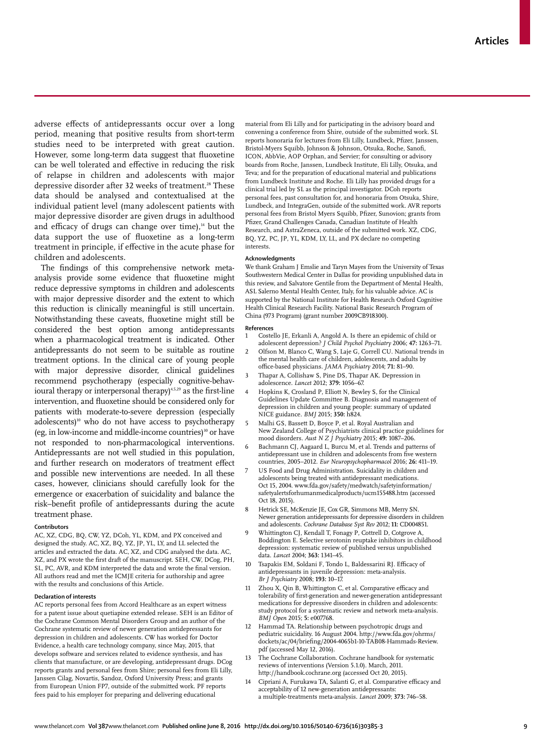adverse effects of antidepressants occur over a long period, meaning that positive results from short-term studies need to be interpreted with great caution. However, some long-term data suggest that fluoxetine can be well tolerated and effective in reducing the risk of relapse in children and adolescents with major depressive disorder after 32 weeks of treatment.[28] These data should be analysed and contextualised at the individual patient level (many adolescent patients with major depressive disorder are given drugs in adulthood and efficacy of drugs can change over time),[14] but the data support the use of fluoxetine as a long-term treatment in principle, if effective in the acute phase for children and adolescents.

The findings of this comprehensive network meta-analysis provide some evidence that fluoxetine might reduce depressive symptoms in children and adolescents with major depressive disorder and the extent to which this reduction is clinically meaningful is still uncertain. Notwithstanding these caveats, fluoxetine might still be considered the best option among antidepressants when a pharmacological treatment is indicated. Other antidepressants do not seem to be suitable as routine treatment options. In the clinical care of young people with major depressive disorder, clinical guidelines recommend psychotherapy (especially cognitive-behavioural therapy or interpersonal therapy)[4,5,29] as the first-line intervention, and fluoxetine should be considered only for patients with moderate-to-severe depression (especially adolescents)[10] who do not have access to psychotherapy (eg, in low-income and middle-income countries)[30] or have not responded to non-pharmacological interventions. Antidepressants are not well studied in this population, and further research on moderators of treatment effect and possible new interventions are needed. In all these cases, however, clinicians should carefully look for the emergence or exacerbation of suicidality and balance the risk–benefit profile of antidepressants during the acute treatment phase.

#### Contributors

AC, XZ, CDG, BQ, CW, YZ, DCoh, YL, KDM, and PX conceived and designed the study. AC, XZ, BQ, YZ, JP, YL, LY, and LL selected the articles and extracted the data. AC, XZ, and CDG analysed the data. AC, XZ, and PX wrote the first draft of the manuscript. SEH, CW, DCog, PH, SL, PC, AVR, and KDM interpreted the data and wrote the final version. All authors read and met the ICMJE criteria for authorship and agree with the results and conclusions of this Article.

#### Declaration of interests

AC reports personal fees from Accord Healthcare as an expert witness for a patent issue about quetiapine extended release. SEH is an Editor of the Cochrane Common Mental Disorders Group and an author of the Cochrane systematic review of newer generation antidepressants for depression in children and adolescents. CW has worked for Doctor Evidence, a health care technology company, since May, 2015, that develops software and services related to evidence synthesis, and has clients that manufacture, or are developing, antidepressant drugs. DCog reports grants and personal fees from Shire; personal fees from Eli Lilly, Janssen Cilag, Novartis, Sandoz, Oxford University Press; and grants from European Union FP7, outside of the submitted work. PF reports fees paid to his employer for preparing and delivering educational material from Eli Lilly and for participating in the advisory board and convening a conference from Shire, outside of the submitted work. SL reports honoraria for lectures from Eli Lilly, Lundbeck, Pfizer, Janssen, Bristol-Myers Squibb, Johnson & Johnson, Otsuka, Roche, Sanofi, ICON, AbbVie, AOP Orphan, and Servier; for consulting or advisory boards from Roche, Janssen, Lundbeck Institute, Eli Lilly, Otsuka, and Teva; and for the preparation of educational material and publications from Lundbeck Institute and Roche. Eli Lilly has provided drugs for a clinical trial led by SL as the principal investigator. DCoh reports personal fees, past consultation for, and honoraria from Otsuka, Shire, Lundbeck, and IntegraGen, outside of the submitted work. AVR reports personal fees from Bristol Myers Squibb, Pfizer, Sunovion; grants from Pfizer, Grand Challenges Canada, Canadian Institute of Health Research, and AstraZeneca, outside of the submitted work. XZ, CDG, BQ, YZ, PC, JP, YL, LY, KDM, LY, LL, and PX declare no competing interests.

#### Acknowledgments

We thank Graham J Emslie and Taryn Mayes from the University of Texas Southwestern Medical Center in Dallas for providing unpublished data in this review, and Salvatore Gentile from the Department of Mental Health, ASL Salerno Mental Health Center, Italy, for his valuable advice. AC is supported by the National Institute for Health Research Oxford Cognitive Health Clinical Research Facility. National Basic Research Program of China (973 Program) (grant number 2009CB918300).

#### References

1. Costello JE, Erkanli A, Angold A. Is there an epidemic of child or adolescent depression? *J Child Psychol Psychiatry* 2006; **47:** 1263–71.
2. Olfson M, Blanco C, Wang S, Laje G, Correll CU. National trends in the mental health care of children, adolescents, and adults by office-based physicians. *JAMA Psychiatry* 2014; **71:** 81–90.
3. Thapar A, Collishaw S, Pine DS, Thapar AK. Depression in adolescence. *Lancet* 2012; **379:** 1056–67.
4. Hopkins K, Crosland P, Elliott N, Bewley S, for the Clinical Guidelines Update Committee B. Diagnosis and management of depression in children and young people: summary of updated NICE guidance. *BMJ* 2015; **350:** h824.
5. Malhi GS, Bassett D, Boyce P, et al. Royal Australian and New Zealand College of Psychiatrists clinical practice guidelines for mood disorders. *Aust N Z J Psychiatry* 2015; **49:** 1087–206.
6. Bachmann CJ, Aagaard L, Burcu M, et al. Trends and patterns of antidepressant use in children and adolescents from five western countries, 2005–2012. *Eur Neuropsychopharmacol* 2016; **26:** 411–19.
7. US Food and Drug Administration. Suicidality in children and adolescents being treated with antidepressant medications. Oct 15, 2004. www.fda.gov/safety/medwatch/safetyinformation/safetyalertsforhumanmedicalproducts/ucm155488.htm (accessed Oct 18, 2015).
8. Hetrick SE, McKenzie JE, Cox GR, Simmons MB, Merry SN. Newer generation antidepressants for depressive disorders in children and adolescents. *Cochrane Database Syst Rev* 2012; **11:** CD004851.
9. Whittington CJ, Kendall T, Fonagy P, Cottrell D, Cotgrove A, Boddington E. Selective serotonin reuptake inhibitors in childhood depression: systematic review of published versus unpublished data. *Lancet* 2004; **363:** 1341–45.
10. Tsapakis EM, Soldani F, Tondo L, Baldessarini RJ. Efficacy of antidepressants in juvenile depression: meta-analysis. *Br J Psychiatry* 2008; **193:** 10–17.
11. Zhou X, Qin B, Whittington C, et al. Comparative efficacy and tolerability of first-generation and newer-generation antidepressant medications for depressive disorders in children and adolescents: study protocol for a systematic review and network meta-analysis. *BMJ Open* 2015; **5:** e007768.
12. Hammad TA. Relationship between psychotropic drugs and pediatric suicidality. 16 August 2004. http://www.fda.gov/ohrms/dockets/ac/04/briefing/2004-4065b1-10-TAB08-Hammads-Review.pdf (accessed May 12, 2016).
13. The Cochrane Collaboration. Cochrane handbook for systematic reviews of interventions (Version 5.1.0). March, 2011. http://handbook.cochrane.org (accessed Oct 20, 2015).
14. Cipriani A, Furukawa TA, Salanti G, et al. Comparative efficacy and acceptability of 12 new-generation antidepressants: a multiple-treatments meta-analysis. *Lancet* 2009; **373:** 746–58.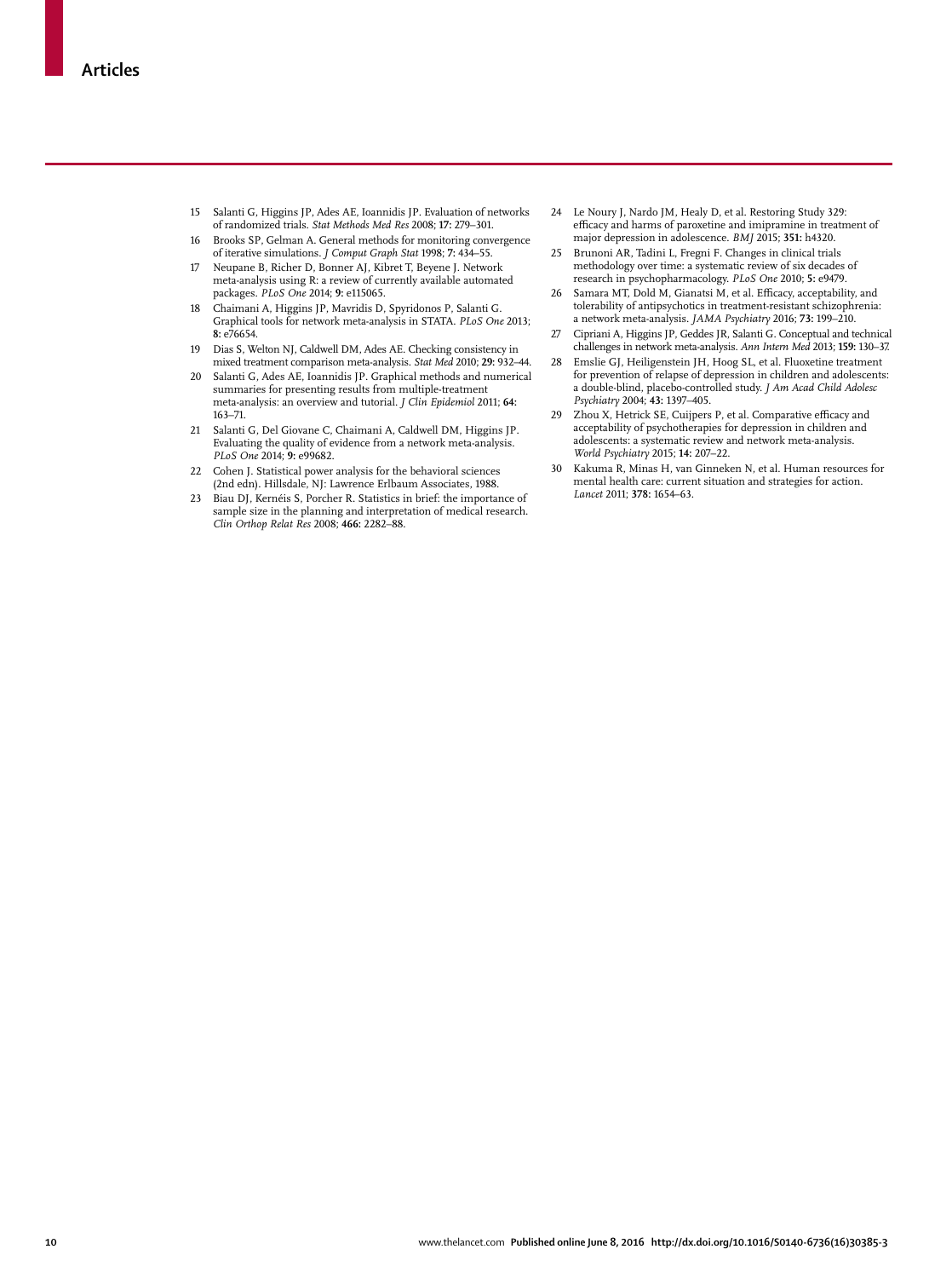15 Salanti G, Higgins JP, Ades AE, Ioannidis JP. Evaluation of networks of randomized trials. *Stat Methods Med Res* 2008; **17:** 279–301.

16 Brooks SP, Gelman A. General methods for monitoring convergence of iterative simulations. *J Comput Graph Stat* 1998; **7:** 434–55.

17 Neupane B, Richer D, Bonner AJ, Kibret T, Beyene J. Network meta-analysis using R: a review of currently available automated packages. *PLoS One* 2014; **9:** e115065.

18 Chaimani A, Higgins JP, Mavridis D, Spyridonos P, Salanti G. Graphical tools for network meta-analysis in STATA. *PLoS One* 2013; **8:** e76654.

19 Dias S, Welton NJ, Caldwell DM, Ades AE. Checking consistency in mixed treatment comparison meta-analysis. *Stat Med* 2010; **29:** 932–44.

20 Salanti G, Ades AE, Ioannidis JP. Graphical methods and numerical summaries for presenting results from multiple-treatment meta-analysis: an overview and tutorial. *J Clin Epidemiol* 2011; **64:** 163–71.

21 Salanti G, Del Giovane C, Chaimani A, Caldwell DM, Higgins JP. Evaluating the quality of evidence from a network meta-analysis. *PLoS One* 2014; **9:** e99682.

22 Cohen J. Statistical power analysis for the behavioral sciences (2nd edn). Hillsdale, NJ: Lawrence Erlbaum Associates, 1988.

23 Biau DJ, Kernéis S, Porcher R. Statistics in brief: the importance of sample size in the planning and interpretation of medical research. *Clin Orthop Relat Res* 2008; **466:** 2282–88.

24 Le Noury J, Nardo JM, Healy D, et al. Restoring Study 329: efficacy and harms of paroxetine and imipramine in treatment of major depression in adolescence. *BMJ* 2015; **351:** h4320.

25 Brunoni AR, Tadini L, Fregni F. Changes in clinical trials methodology over time: a systematic review of six decades of research in psychopharmacology. *PLoS One* 2010; **5:** e9479.

26 Samara MT, Dold M, Gianatsi M, et al. Efficacy, acceptability, and tolerability of antipsychotics in treatment-resistant schizophrenia: a network meta-analysis. *JAMA Psychiatry* 2016; **73:** 199–210.

27 Cipriani A, Higgins JP, Geddes JR, Salanti G. Conceptual and technical challenges in network meta-analysis. *Ann Intern Med* 2013; **159:** 130–37.

28 Emslie GJ, Heiligenstein JH, Hoog SL, et al. Fluoxetine treatment for prevention of relapse of depression in children and adolescents: a double-blind, placebo-controlled study. *J Am Acad Child Adolesc Psychiatry* 2004; **43:** 1397–405.

29 Zhou X, Hetrick SE, Cuijpers P, et al. Comparative efficacy and acceptability of psychotherapies for depression in children and adolescents: a systematic review and network meta-analysis. *World Psychiatry* 2015; **14:** 207–22.

30 Kakuma R, Minas H, van Ginneken N, et al. Human resources for mental health care: current situation and strategies for action. *Lancet* 2011; **378:** 1654–63.